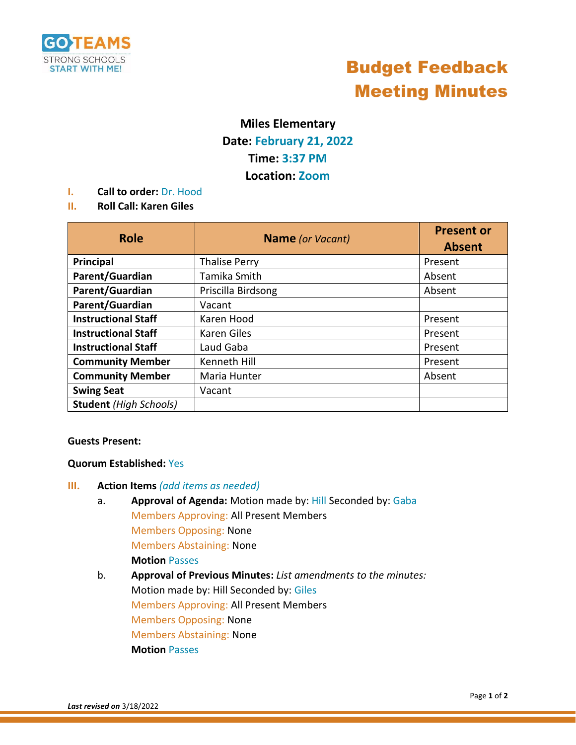GO TEAMS
STRONG SCHOOLS
START WITH ME!

# Budget Feedback Meeting Minutes

**Miles Elementary**
**Date:** February 21, 2022
**Time:** 3:37 PM
**Location:** Zoom

I. **Call to order:** Dr. Hood

II. **Roll Call: Karen Giles**

| Role | Name *(or Vacant)* | Present or Absent |
|---|---|---|
| **Principal** | Thalise Perry | Present |
| **Parent/Guardian** | Tamika Smith | Absent |
| **Parent/Guardian** | Priscilla Birdsong | Absent |
| **Parent/Guardian** | Vacant | |
| **Instructional Staff** | Karen Hood | Present |
| **Instructional Staff** | Karen Giles | Present |
| **Instructional Staff** | Laud Gaba | Present |
| **Community Member** | Kenneth Hill | Present |
| **Community Member** | Maria Hunter | Absent |
| **Swing Seat** | Vacant | |
| **Student** *(High Schools)* | | |

**Guests Present:**

**Quorum Established:** Yes

III. **Action Items** *(add items as needed)*

a. **Approval of Agenda:** Motion made by: Hill Seconded by: Gaba
   Members Approving: All Present Members
   Members Opposing: None
   Members Abstaining: None
   **Motion** Passes

b. **Approval of Previous Minutes:** *List amendments to the minutes:*
   Motion made by: Hill Seconded by: Giles
   Members Approving: All Present Members
   Members Opposing: None
   Members Abstaining: None
   **Motion** Passes

***Last revised on*** 3/18/2022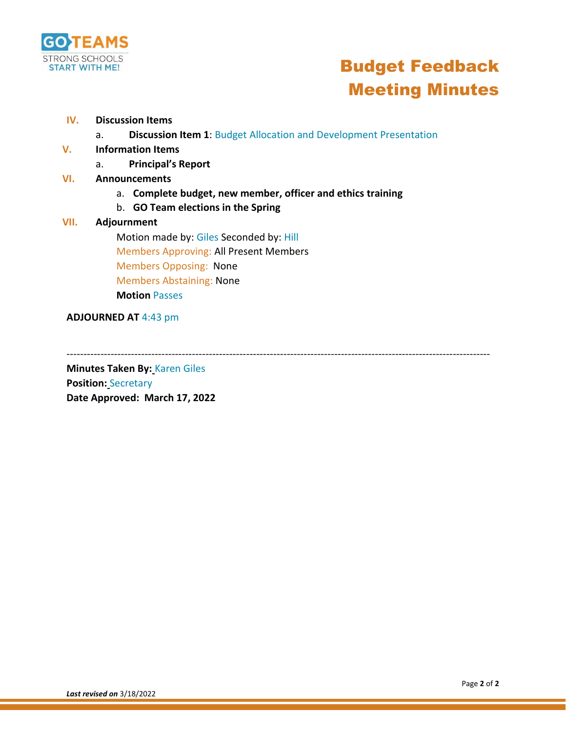# Budget Feedback Meeting Minutes

**IV. Discussion Items**

a. **Discussion Item 1**: Budget Allocation and Development Presentation

**V. Information Items**

a. **Principal's Report**

**VI. Announcements**

a. **Complete budget, new member, officer and ethics training**
b. **GO Team elections in the Spring**

**VII. Adjournment**

Motion made by: Giles Seconded by: Hill
Members Approving: All Present Members
Members Opposing: None
Members Abstaining: None
**Motion** Passes

**ADJOURNED AT** 4:43 pm

---

**Minutes Taken By:** Karen Giles
**Position:** Secretary
**Date Approved: March 17, 2022**

***Last revised on*** 3/18/2022